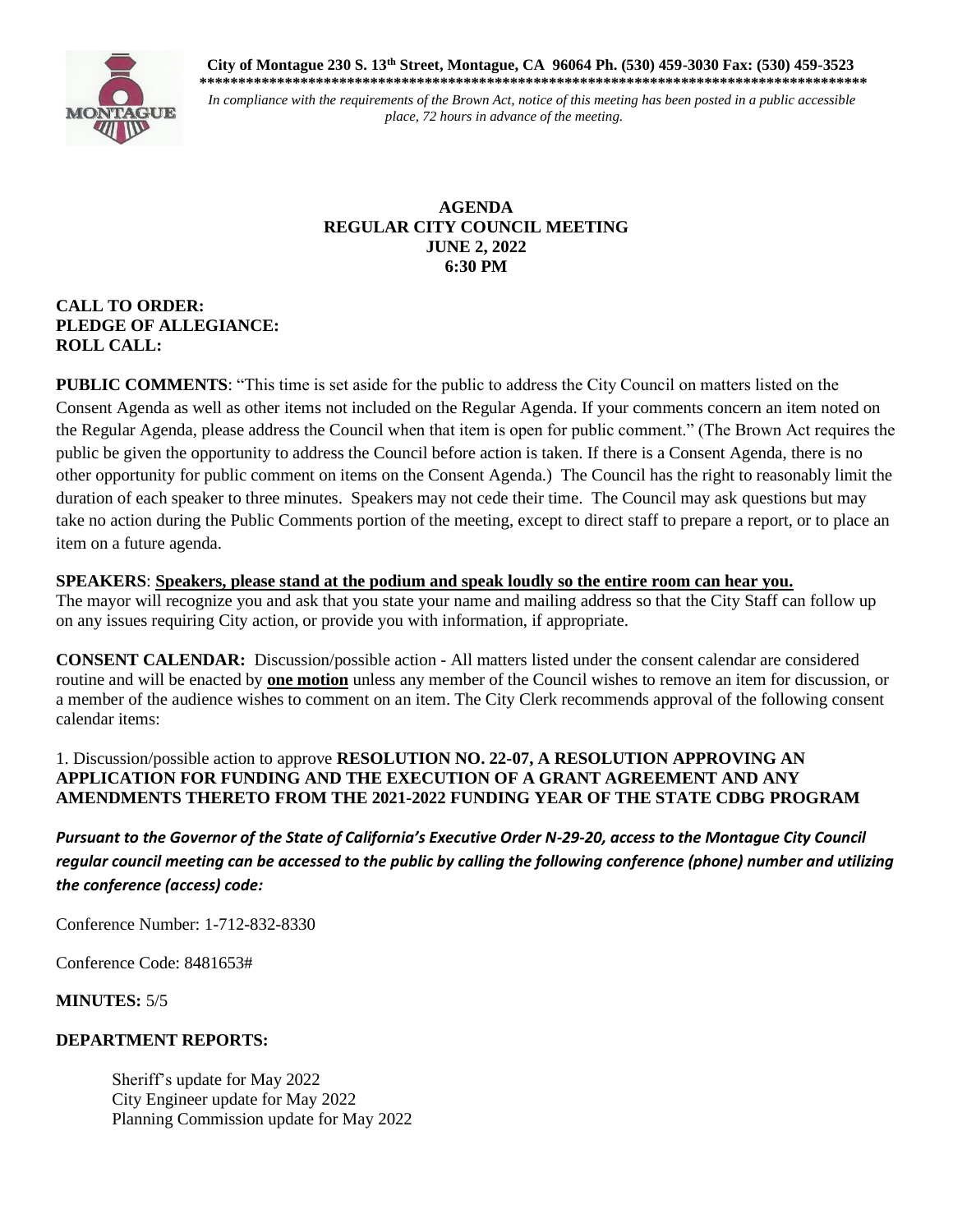**City of Montague 230 S. 13th Street, Montague, CA 96064 Ph. (530) 459-3030 Fax: (530) 459-3523**

*******************************************************************************************

*In compliance with the requirements of the Brown Act, notice of this meeting has been posted in a public accessible place, 72 hours in advance of the meeting.*

**AGENDA**
**REGULAR CITY COUNCIL MEETING**
**JUNE 2, 2022**
**6:30 PM**

**CALL TO ORDER:**
**PLEDGE OF ALLEGIANCE:**
**ROLL CALL:**

**PUBLIC COMMENTS**: "This time is set aside for the public to address the City Council on matters listed on the Consent Agenda as well as other items not included on the Regular Agenda. If your comments concern an item noted on the Regular Agenda, please address the Council when that item is open for public comment." (The Brown Act requires the public be given the opportunity to address the Council before action is taken. If there is a Consent Agenda, there is no other opportunity for public comment on items on the Consent Agenda.) The Council has the right to reasonably limit the duration of each speaker to three minutes. Speakers may not cede their time. The Council may ask questions but may take no action during the Public Comments portion of the meeting, except to direct staff to prepare a report, or to place an item on a future agenda.

**SPEAKERS**: **Speakers, please stand at the podium and speak loudly so the entire room can hear you.**
The mayor will recognize you and ask that you state your name and mailing address so that the City Staff can follow up on any issues requiring City action, or provide you with information, if appropriate.

**CONSENT CALENDAR:** Discussion/possible action - All matters listed under the consent calendar are considered routine and will be enacted by **one motion** unless any member of the Council wishes to remove an item for discussion, or a member of the audience wishes to comment on an item. The City Clerk recommends approval of the following consent calendar items:

1. Discussion/possible action to approve **RESOLUTION NO. 22-07, A RESOLUTION APPROVING AN APPLICATION FOR FUNDING AND THE EXECUTION OF A GRANT AGREEMENT AND ANY AMENDMENTS THERETO FROM THE 2021-2022 FUNDING YEAR OF THE STATE CDBG PROGRAM**

***Pursuant to the Governor of the State of California's Executive Order N-29-20, access to the Montague City Council regular council meeting can be accessed to the public by calling the following conference (phone) number and utilizing the conference (access) code:***

Conference Number: 1-712-832-8330

Conference Code: 8481653#

**MINUTES:** 5/5

**DEPARTMENT REPORTS:**

Sheriff's update for May 2022
City Engineer update for May 2022
Planning Commission update for May 2022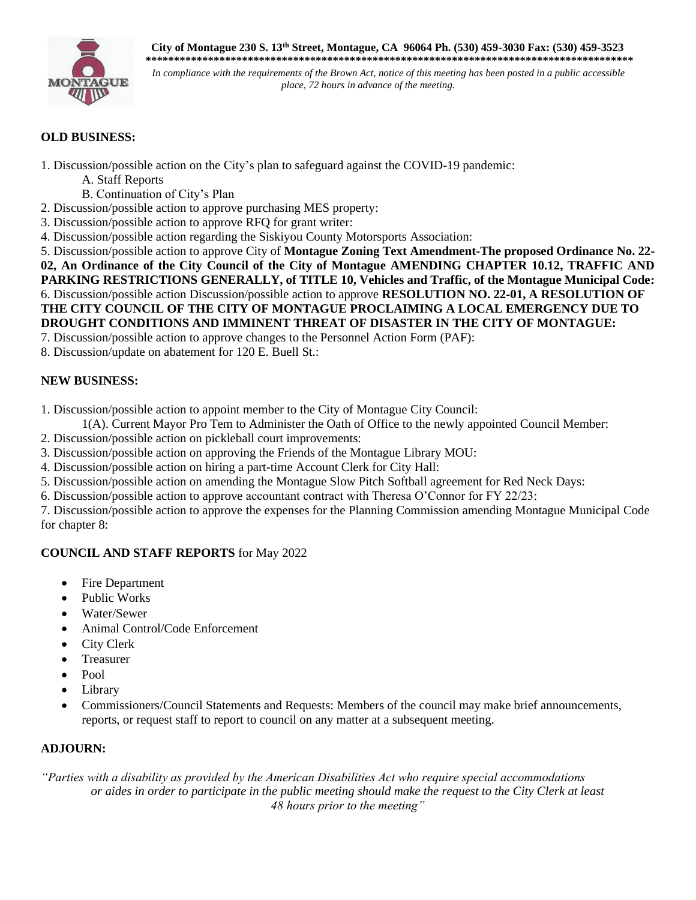**City of Montague 230 S. 13th Street, Montague, CA 96064 Ph. (530) 459-3030 Fax: (530) 459-3523**

*In compliance with the requirements of the Brown Act, notice of this meeting has been posted in a public accessible place, 72 hours in advance of the meeting.*

**OLD BUSINESS:**

1. Discussion/possible action on the City's plan to safeguard against the COVID-19 pandemic:
   A. Staff Reports
   B. Continuation of City's Plan
2. Discussion/possible action to approve purchasing MES property:
3. Discussion/possible action to approve RFQ for grant writer:
4. Discussion/possible action regarding the Siskiyou County Motorsports Association:
5. Discussion/possible action to approve City of **Montague Zoning Text Amendment-The proposed Ordinance No. 22-02, An Ordinance of the City Council of the City of Montague AMENDING CHAPTER 10.12, TRAFFIC AND PARKING RESTRICTIONS GENERALLY, of TITLE 10, Vehicles and Traffic, of the Montague Municipal Code:**
6. Discussion/possible action Discussion/possible action to approve **RESOLUTION NO. 22-01, A RESOLUTION OF THE CITY COUNCIL OF THE CITY OF MONTAGUE PROCLAIMING A LOCAL EMERGENCY DUE TO DROUGHT CONDITIONS AND IMMINENT THREAT OF DISASTER IN THE CITY OF MONTAGUE:**
7. Discussion/possible action to approve changes to the Personnel Action Form (PAF):
8. Discussion/update on abatement for 120 E. Buell St.:

**NEW BUSINESS:**

1. Discussion/possible action to appoint member to the City of Montague City Council:
   1(A). Current Mayor Pro Tem to Administer the Oath of Office to the newly appointed Council Member:
2. Discussion/possible action on pickleball court improvements:
3. Discussion/possible action on approving the Friends of the Montague Library MOU:
4. Discussion/possible action on hiring a part-time Account Clerk for City Hall:
5. Discussion/possible action on amending the Montague Slow Pitch Softball agreement for Red Neck Days:
6. Discussion/possible action to approve accountant contract with Theresa O'Connor for FY 22/23:
7. Discussion/possible action to approve the expenses for the Planning Commission amending Montague Municipal Code for chapter 8:

**COUNCIL AND STAFF REPORTS** for May 2022

- Fire Department
- Public Works
- Water/Sewer
- Animal Control/Code Enforcement
- City Clerk
- Treasurer
- Pool
- Library
- Commissioners/Council Statements and Requests: Members of the council may make brief announcements, reports, or request staff to report to council on any matter at a subsequent meeting.

**ADJOURN:**

*"Parties with a disability as provided by the American Disabilities Act who require special accommodations or aides in order to participate in the public meeting should make the request to the City Clerk at least 48 hours prior to the meeting"*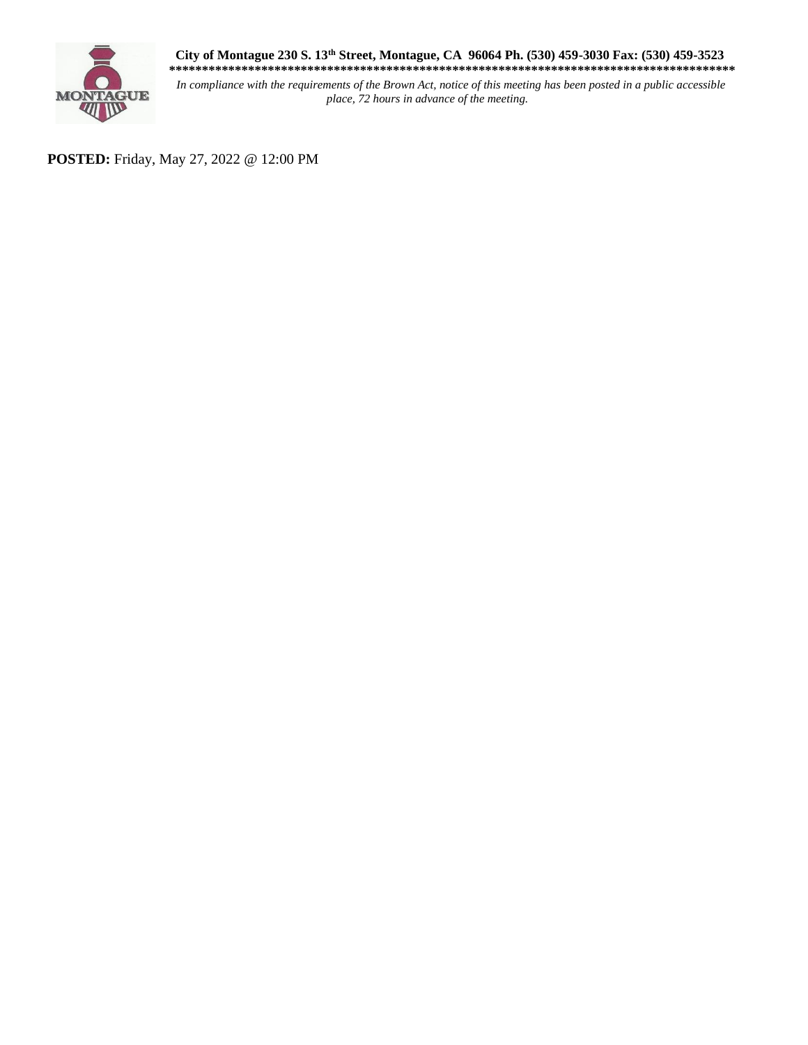**City of Montague 230 S. 13th Street, Montague, CA 96064 Ph. (530) 459-3030 Fax: (530) 459-3523**

**\*\*\*\*\*\*\*\*\*\*\*\*\*\*\*\*\*\*\*\*\*\*\*\*\*\*\*\*\*\*\*\*\*\*\*\*\*\*\*\*\*\*\*\*\*\*\*\*\*\*\*\*\*\*\*\*\*\*\*\*\*\*\*\*\*\*\*\*\*\*\*\*\*\*\*\*\*\*\*\*\*\*\*\*\*\*\***

*In compliance with the requirements of the Brown Act, notice of this meeting has been posted in a public accessible place, 72 hours in advance of the meeting.*

**POSTED:** Friday, May 27, 2022 @ 12:00 PM